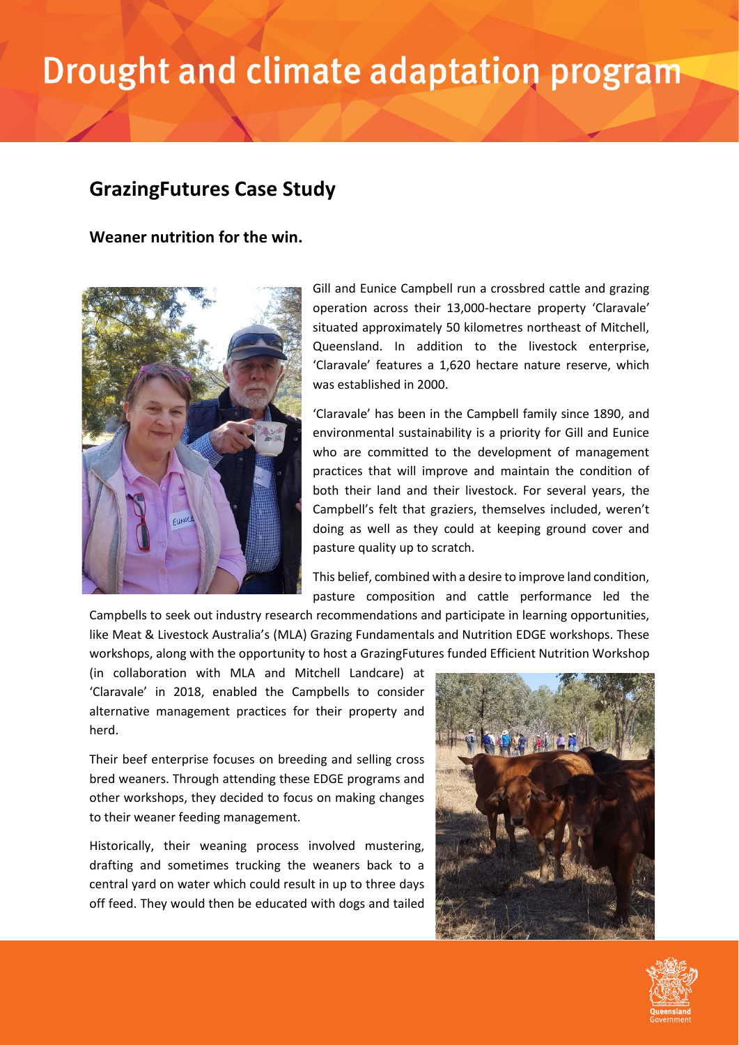# Drought and climate adaptation program

## GrazingFutures Case Study

### Weaner nutrition for the win.

Gill and Eunice Campbell run a crossbred cattle and grazing operation across their 13,000-hectare property 'Claravale' situated approximately 50 kilometres northeast of Mitchell, Queensland. In addition to the livestock enterprise, 'Claravale' features a 1,620 hectare nature reserve, which was established in 2000.

'Claravale' has been in the Campbell family since 1890, and environmental sustainability is a priority for Gill and Eunice who are committed to the development of management practices that will improve and maintain the condition of both their land and their livestock. For several years, the Campbell's felt that graziers, themselves included, weren't doing as well as they could at keeping ground cover and pasture quality up to scratch.

This belief, combined with a desire to improve land condition, pasture composition and cattle performance led the Campbells to seek out industry research recommendations and participate in learning opportunities, like Meat & Livestock Australia's (MLA) Grazing Fundamentals and Nutrition EDGE workshops. These workshops, along with the opportunity to host a GrazingFutures funded Efficient Nutrition Workshop (in collaboration with MLA and Mitchell Landcare) at 'Claravale' in 2018, enabled the Campbells to consider alternative management practices for their property and herd.

Their beef enterprise focuses on breeding and selling cross bred weaners. Through attending these EDGE programs and other workshops, they decided to focus on making changes to their weaner feeding management.

Historically, their weaning process involved mustering, drafting and sometimes trucking the weaners back to a central yard on water which could result in up to three days off feed. They would then be educated with dogs and tailed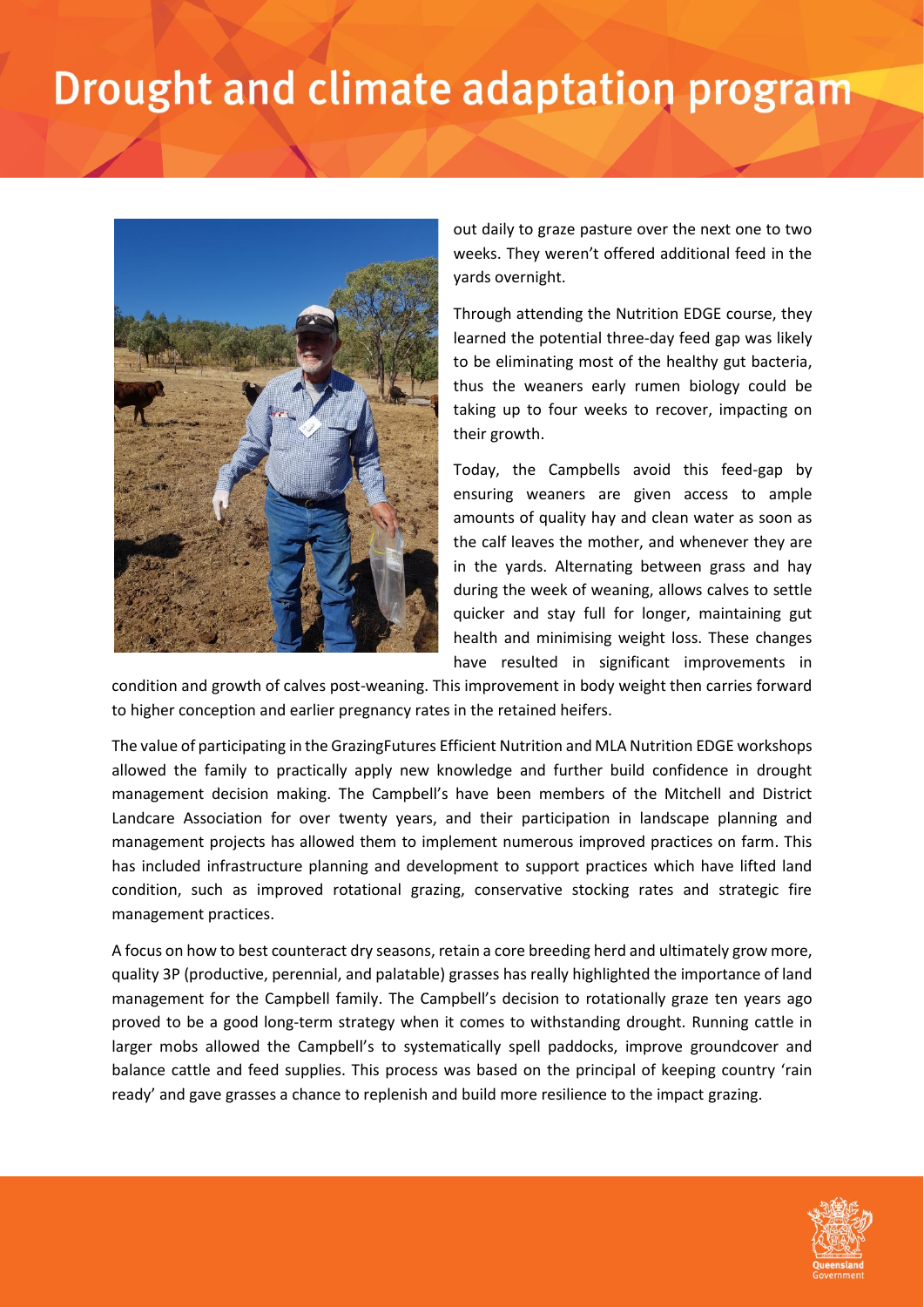out daily to graze pasture over the next one to two weeks. They weren't offered additional feed in the yards overnight.

Through attending the Nutrition EDGE course, they learned the potential three-day feed gap was likely to be eliminating most of the healthy gut bacteria, thus the weaners early rumen biology could be taking up to four weeks to recover, impacting on their growth.

Today, the Campbells avoid this feed-gap by ensuring weaners are given access to ample amounts of quality hay and clean water as soon as the calf leaves the mother, and whenever they are in the yards. Alternating between grass and hay during the week of weaning, allows calves to settle quicker and stay full for longer, maintaining gut health and minimising weight loss. These changes have resulted in significant improvements in condition and growth of calves post-weaning. This improvement in body weight then carries forward to higher conception and earlier pregnancy rates in the retained heifers.

The value of participating in the GrazingFutures Efficient Nutrition and MLA Nutrition EDGE workshops allowed the family to practically apply new knowledge and further build confidence in drought management decision making. The Campbell's have been members of the Mitchell and District Landcare Association for over twenty years, and their participation in landscape planning and management projects has allowed them to implement numerous improved practices on farm. This has included infrastructure planning and development to support practices which have lifted land condition, such as improved rotational grazing, conservative stocking rates and strategic fire management practices.

A focus on how to best counteract dry seasons, retain a core breeding herd and ultimately grow more, quality 3P (productive, perennial, and palatable) grasses has really highlighted the importance of land management for the Campbell family. The Campbell's decision to rotationally graze ten years ago proved to be a good long-term strategy when it comes to withstanding drought. Running cattle in larger mobs allowed the Campbell's to systematically spell paddocks, improve groundcover and balance cattle and feed supplies. This process was based on the principal of keeping country 'rain ready' and gave grasses a chance to replenish and build more resilience to the impact grazing.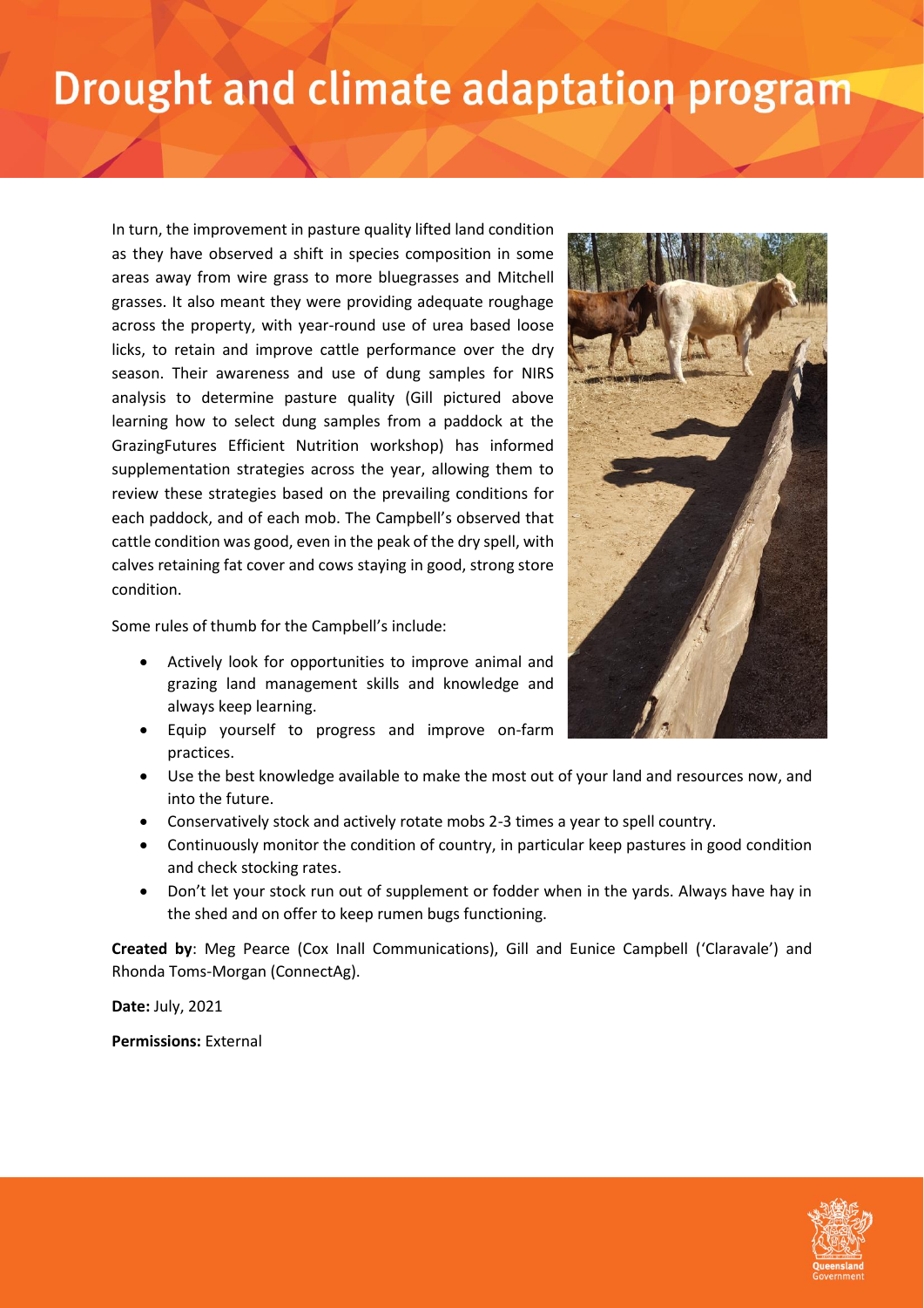In turn, the improvement in pasture quality lifted land condition as they have observed a shift in species composition in some areas away from wire grass to more bluegrasses and Mitchell grasses. It also meant they were providing adequate roughage across the property, with year-round use of urea based loose licks, to retain and improve cattle performance over the dry season. Their awareness and use of dung samples for NIRS analysis to determine pasture quality (Gill pictured above learning how to select dung samples from a paddock at the GrazingFutures Efficient Nutrition workshop) has informed supplementation strategies across the year, allowing them to review these strategies based on the prevailing conditions for each paddock, and of each mob. The Campbell's observed that cattle condition was good, even in the peak of the dry spell, with calves retaining fat cover and cows staying in good, strong store condition.

Some rules of thumb for the Campbell's include:

- Actively look for opportunities to improve animal and grazing land management skills and knowledge and always keep learning.
- Equip yourself to progress and improve on-farm practices.
- Use the best knowledge available to make the most out of your land and resources now, and into the future.
- Conservatively stock and actively rotate mobs 2-3 times a year to spell country.
- Continuously monitor the condition of country, in particular keep pastures in good condition and check stocking rates.
- Don't let your stock run out of supplement or fodder when in the yards. Always have hay in the shed and on offer to keep rumen bugs functioning.

**Created by**: Meg Pearce (Cox Inall Communications), Gill and Eunice Campbell ('Claravale') and Rhonda Toms-Morgan (ConnectAg).

**Date:** July, 2021

**Permissions:** External